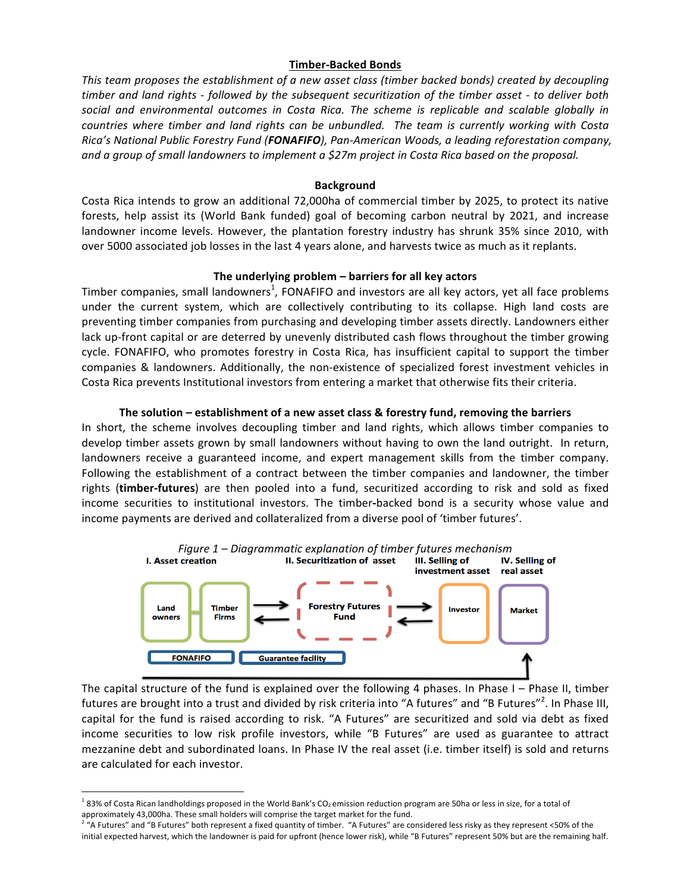# Timber-Backed Bonds

*This team proposes the establishment of a new asset class (timber backed bonds) created by decoupling timber and land rights - followed by the subsequent securitization of the timber asset - to deliver both social and environmental outcomes in Costa Rica. The scheme is replicable and scalable globally in countries where timber and land rights can be unbundled. The team is currently working with Costa Rica's National Public Forestry Fund (**FONAFIFO**), Pan-American Woods, a leading reforestation company, and a group of small landowners to implement a $27m project in Costa Rica based on the proposal.*

## Background

Costa Rica intends to grow an additional 72,000ha of commercial timber by 2025, to protect its native forests, help assist its (World Bank funded) goal of becoming carbon neutral by 2021, and increase landowner income levels. However, the plantation forestry industry has shrunk 35% since 2010, with over 5000 associated job losses in the last 4 years alone, and harvests twice as much as it replants.

## The underlying problem – barriers for all key actors

Timber companies, small landowners[1], FONAFIFO and investors are all key actors, yet all face problems under the current system, which are collectively contributing to its collapse. High land costs are preventing timber companies from purchasing and developing timber assets directly. Landowners either lack up-front capital or are deterred by unevenly distributed cash flows throughout the timber growing cycle. FONAFIFO, who promotes forestry in Costa Rica, has insufficient capital to support the timber companies & landowners. Additionally, the non-existence of specialized forest investment vehicles in Costa Rica prevents Institutional investors from entering a market that otherwise fits their criteria.

## The solution – establishment of a new asset class & forestry fund, removing the barriers

In short, the scheme involves decoupling timber and land rights, which allows timber companies to develop timber assets grown by small landowners without having to own the land outright. In return, landowners receive a guaranteed income, and expert management skills from the timber company. Following the establishment of a contract between the timber companies and landowner, the timber rights (**timber-futures**) are then pooled into a fund, securitized according to risk and sold as fixed income securities to institutional investors. The timber-backed bond is a security whose value and income payments are derived and collateralized from a diverse pool of 'timber futures'.

*Figure 1 – Diagrammatic explanation of timber futures mechanism*

**I. Asset creation** — Land owners, Timber Firms (FONAFIFO)
**II. Securitization of asset** — Forestry Futures Fund (Guarantee facility)
**III. Selling of investment asset** — Investor
**IV. Selling of real asset** — Market

The capital structure of the fund is explained over the following 4 phases. In Phase I – Phase II, timber futures are brought into a trust and divided by risk criteria into "A futures" and "B Futures"[2]. In Phase III, capital for the fund is raised according to risk. "A Futures" are securitized and sold via debt as fixed income securities to low risk profile investors, while "B Futures" are used as guarantee to attract mezzanine debt and subordinated loans. In Phase IV the real asset (i.e. timber itself) is sold and returns are calculated for each investor.

---

[1] 83% of Costa Rican landholdings proposed in the World Bank's $CO_2$ emission reduction program are 50ha or less in size, for a total of approximately 43,000ha. These small holders will comprise the target market for the fund.

[2] "A Futures" and "B Futures" both represent a fixed quantity of timber. "A Futures" are considered less risky as they represent <50% of the initial expected harvest, which the landowner is paid for upfront (hence lower risk), while "B Futures" represent 50% but are the remaining half.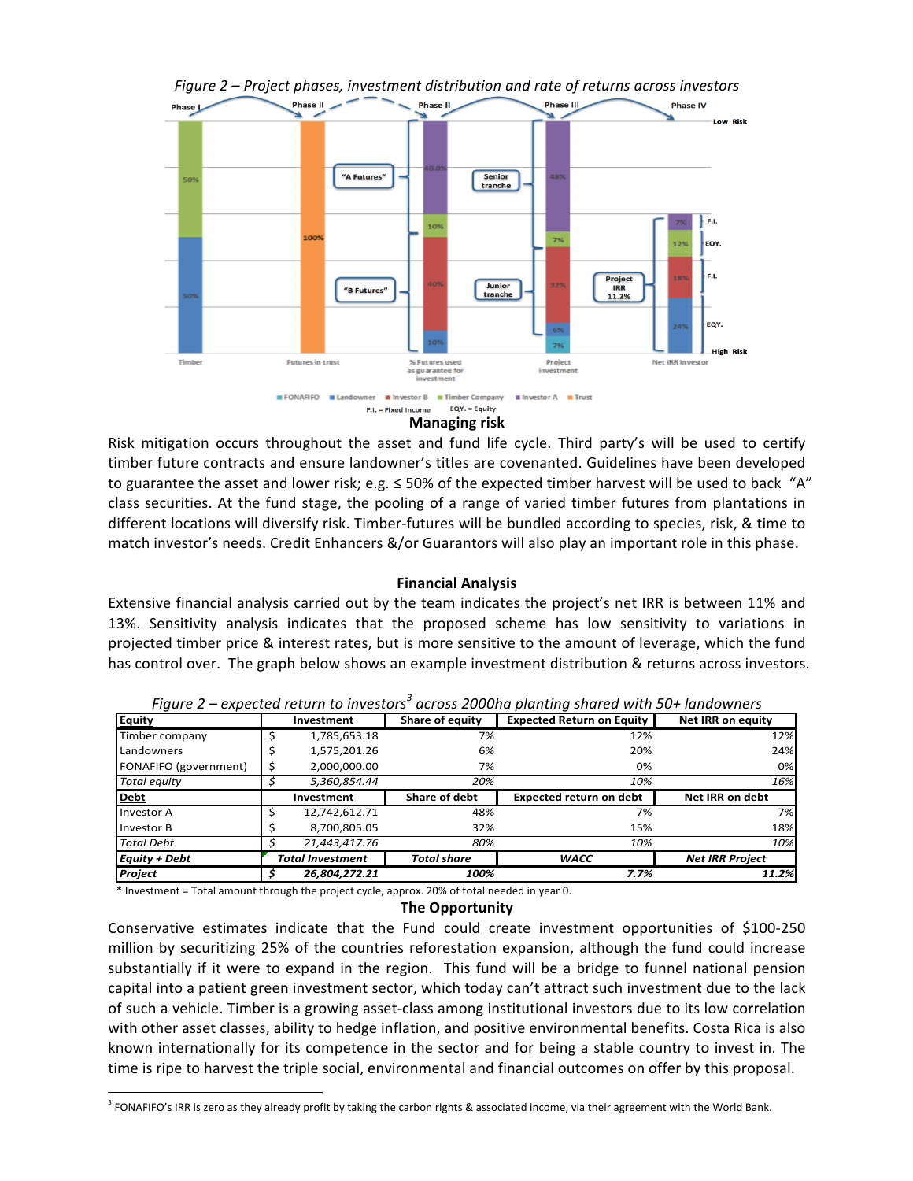*Figure 2 – Project phases, investment distribution and rate of returns across investors*

Phase I
Phase II
Phase II
Phase III
Phase IV
Low Risk
50%
100%
"A Futures"
40.0%
Senior tranche
48%
10%
7%
7%
F.I.
12%
EQY.
50%
"B Futures"
40%
Junior tranche
32%
Project IRR 11.2%
18%
F.I.
24%
EQY.
6%
10%
7%
High Risk
Timber
Futures in trust
% Futures used as guarantee for investment
Project investment
Net IRR investor
FONAFIFO ■ Landowner ■ Investor B ■ Timber Company ■ Investor A ■ Trust
F.I. = Fixed Income EQY. = Equity

## Managing risk

Risk mitigation occurs throughout the asset and fund life cycle. Third party's will be used to certify timber future contracts and ensure landowner's titles are covenanted. Guidelines have been developed to guarantee the asset and lower risk; e.g. ≤ 50% of the expected timber harvest will be used to back "A" class securities. At the fund stage, the pooling of a range of varied timber futures from plantations in different locations will diversify risk. Timber-futures will be bundled according to species, risk, & time to match investor's needs. Credit Enhancers &/or Guarantors will also play an important role in this phase.

## Financial Analysis

Extensive financial analysis carried out by the team indicates the project's net IRR is between 11% and 13%. Sensitivity analysis indicates that the proposed scheme has low sensitivity to variations in projected timber price & interest rates, but is more sensitive to the amount of leverage, which the fund has control over. The graph below shows an example investment distribution & returns across investors.

*Figure 2 – expected return to investors[3] across 2000ha planting shared with 50+ landowners*

| **Equity** | Investment | Share of equity | Expected Return on Equity | Net IRR on equity |
|---|---|---|---|---|
| Timber company | $ 1,785,653.18 | 7% | 12% | 12% |
| Landowners | $ 1,575,201.26 | 6% | 20% | 24% |
| FONAFIFO (government) | $ 2,000,000.00 | 7% | 0% | 0% |
| *Total equity* | *$ 5,360,854.44* | *20%* | *10%* | *16%* |
| **Debt** | **Investment** | **Share of debt** | **Expected return on debt** | **Net IRR on debt** |
| Investor A | $ 12,742,612.71 | 48% | 7% | 7% |
| Investor B | $ 8,700,805.05 | 32% | 15% | 18% |
| *Total Debt* | *$ 21,443,417.76* | *80%* | *10%* | *10%* |
| ***Equity + Debt*** | ***Total Investment*** | ***Total share*** | ***WACC*** | ***Net IRR Project*** |
| ***Project*** | ***$ 26,804,272.21*** | ***100%*** | ***7.7%*** | ***11.2%*** |

\* Investment = Total amount through the project cycle, approx. 20% of total needed in year 0.

## The Opportunity

Conservative estimates indicate that the Fund could create investment opportunities of $100-250 million by securitizing 25% of the countries reforestation expansion, although the fund could increase substantially if it were to expand in the region. This fund will be a bridge to funnel national pension capital into a patient green investment sector, which today can't attract such investment due to the lack of such a vehicle. Timber is a growing asset-class among institutional investors due to its low correlation with other asset classes, ability to hedge inflation, and positive environmental benefits. Costa Rica is also known internationally for its competence in the sector and for being a stable country to invest in. The time is ripe to harvest the triple social, environmental and financial outcomes on offer by this proposal.

[3] FONAFIFO's IRR is zero as they already profit by taking the carbon rights & associated income, via their agreement with the World Bank.